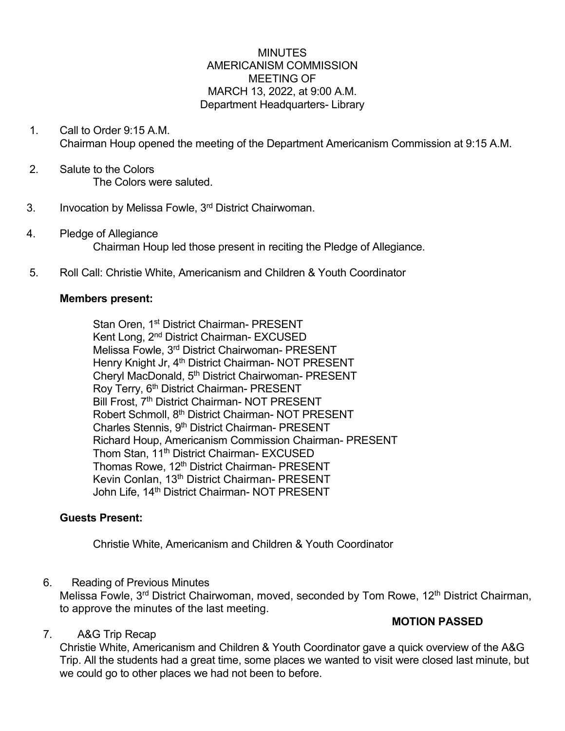MINUTES
AMERICANISM COMMISSION
MEETING OF
MARCH 13, 2022, at 9:00 A.M.
Department Headquarters- Library

1. Call to Order 9:15 A.M.
   Chairman Houp opened the meeting of the Department Americanism Commission at 9:15 A.M.

2. Salute to the Colors
   The Colors were saluted.

3. Invocation by Melissa Fowle, 3rd District Chairwoman.

4. Pledge of Allegiance
   Chairman Houp led those present in reciting the Pledge of Allegiance.

5. Roll Call: Christie White, Americanism and Children & Youth Coordinator

   **Members present:**

   Stan Oren, 1st District Chairman- PRESENT
   Kent Long, 2nd District Chairman- EXCUSED
   Melissa Fowle, 3rd District Chairwoman- PRESENT
   Henry Knight Jr, 4th District Chairman- NOT PRESENT
   Cheryl MacDonald, 5th District Chairwoman- PRESENT
   Roy Terry, 6th District Chairman- PRESENT
   Bill Frost, 7th District Chairman- NOT PRESENT
   Robert Schmoll, 8th District Chairman- NOT PRESENT
   Charles Stennis, 9th District Chairman- PRESENT
   Richard Houp, Americanism Commission Chairman- PRESENT
   Thom Stan, 11th District Chairman- EXCUSED
   Thomas Rowe, 12th District Chairman- PRESENT
   Kevin Conlan, 13th District Chairman- PRESENT
   John Life, 14th District Chairman- NOT PRESENT

   **Guests Present:**

   Christie White, Americanism and Children & Youth Coordinator

6. Reading of Previous Minutes
   Melissa Fowle, 3rd District Chairwoman, moved, seconded by Tom Rowe, 12th District Chairman, to approve the minutes of the last meeting.

   **MOTION PASSED**

7. A&G Trip Recap
   Christie White, Americanism and Children & Youth Coordinator gave a quick overview of the A&G Trip. All the students had a great time, some places we wanted to visit were closed last minute, but we could go to other places we had not been to before.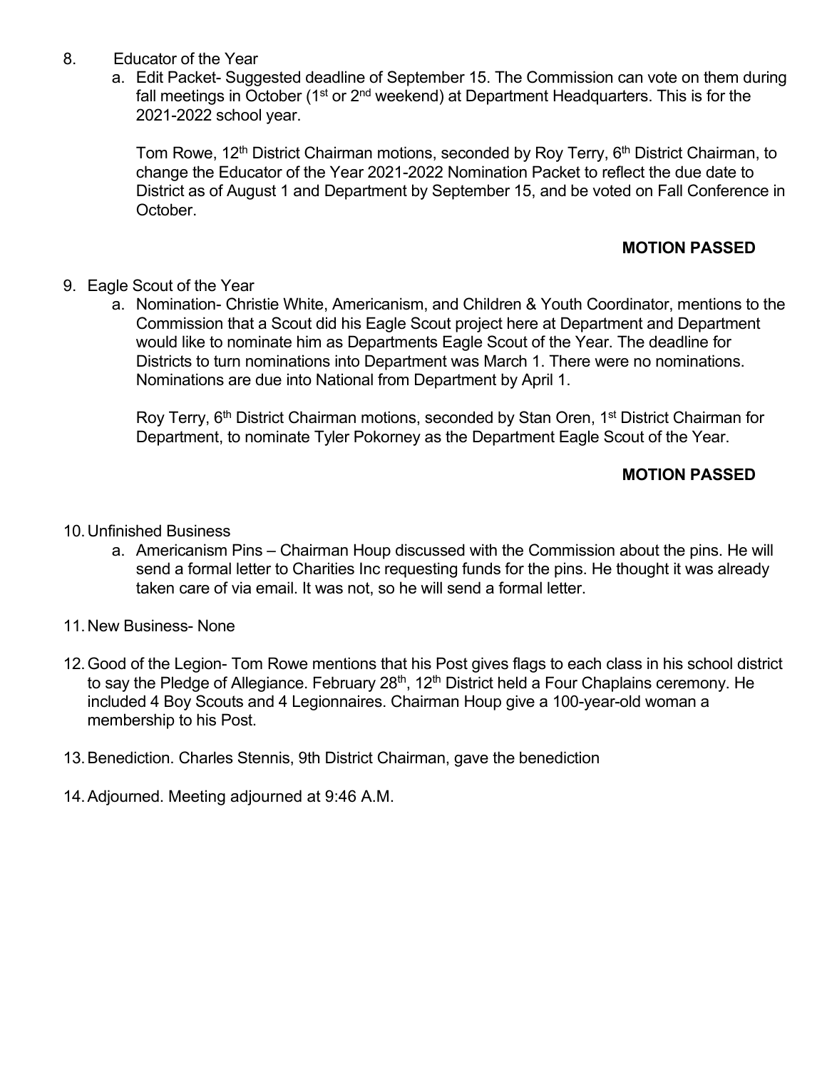8. Educator of the Year
   a. Edit Packet- Suggested deadline of September 15. The Commission can vote on them during fall meetings in October (1st or 2nd weekend) at Department Headquarters. This is for the 2021-2022 school year.

      Tom Rowe, 12th District Chairman motions, seconded by Roy Terry, 6th District Chairman, to change the Educator of the Year 2021-2022 Nomination Packet to reflect the due date to District as of August 1 and Department by September 15, and be voted on Fall Conference in October.

      **MOTION PASSED**

9. Eagle Scout of the Year
   a. Nomination- Christie White, Americanism, and Children & Youth Coordinator, mentions to the Commission that a Scout did his Eagle Scout project here at Department and Department would like to nominate him as Departments Eagle Scout of the Year. The deadline for Districts to turn nominations into Department was March 1. There were no nominations. Nominations are due into National from Department by April 1.

      Roy Terry, 6th District Chairman motions, seconded by Stan Oren, 1st District Chairman for Department, to nominate Tyler Pokorney as the Department Eagle Scout of the Year.

      **MOTION PASSED**

10. Unfinished Business
    a. Americanism Pins – Chairman Houp discussed with the Commission about the pins. He will send a formal letter to Charities Inc requesting funds for the pins. He thought it was already taken care of via email. It was not, so he will send a formal letter.

11. New Business- None

12. Good of the Legion- Tom Rowe mentions that his Post gives flags to each class in his school district to say the Pledge of Allegiance. February 28th, 12th District held a Four Chaplains ceremony. He included 4 Boy Scouts and 4 Legionnaires. Chairman Houp give a 100-year-old woman a membership to his Post.

13. Benediction. Charles Stennis, 9th District Chairman, gave the benediction

14. Adjourned. Meeting adjourned at 9:46 A.M.